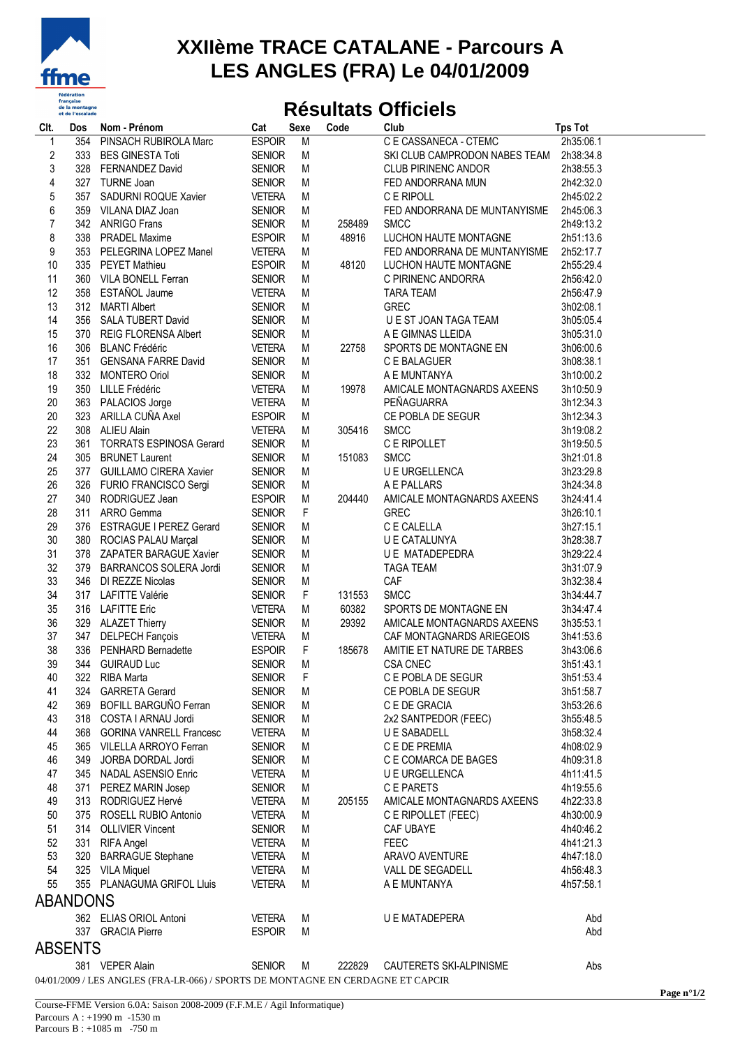# XXIIème TRACE CATALANE - Parcours A
# LES ANGLES (FRA) Le 04/01/2009

## Résultats Officiels

| Clt. | Dos | Nom - Prénom | Cat | Sexe | Code | Club | Tps Tot |
|---|---|---|---|---|---|---|---|
| 1 | 354 | PINSACH RUBIROLA Marc | ESPOIR | M | | C E CASSANECA - CTEMC | 2h35:06.1 |
| 2 | 333 | BES GINESTA Toti | SENIOR | M | | SKI CLUB CAMPRODON NABES TEAM | 2h38:34.8 |
| 3 | 328 | FERNANDEZ David | SENIOR | M | | CLUB PIRINENC ANDOR | 2h38:55.3 |
| 4 | 327 | TURNE Joan | SENIOR | M | | FED ANDORRANA MUN | 2h42:32.0 |
| 5 | 357 | SADURNI ROQUE Xavier | VETERA | M | | C E RIPOLL | 2h45:02.2 |
| 6 | 359 | VILANA DIAZ Joan | SENIOR | M | | FED ANDORRANA DE MUNTANYISME | 2h45:06.3 |
| 7 | 342 | ANRIGO Frans | SENIOR | M | 258489 | SMCC | 2h49:13.2 |
| 8 | 338 | PRADEL Maxime | ESPOIR | M | 48916 | LUCHON HAUTE MONTAGNE | 2h51:13.6 |
| 9 | 353 | PELEGRINA LOPEZ Manel | VETERA | M | | FED ANDORRANA DE MUNTANYISME | 2h52:17.7 |
| 10 | 335 | PEYET Mathieu | ESPOIR | M | 48120 | LUCHON HAUTE MONTAGNE | 2h55:29.4 |
| 11 | 360 | VILA BONELL Ferran | SENIOR | M | | C PIRINENC ANDORRA | 2h56:42.0 |
| 12 | 358 | ESTAÑOL Jaume | VETERA | M | | TARA TEAM | 2h56:47.9 |
| 13 | 312 | MARTI Albert | SENIOR | M | | GREC | 3h02:08.1 |
| 14 | 356 | SALA TUBERT David | SENIOR | M | | U E ST JOAN TAGA TEAM | 3h05:05.4 |
| 15 | 370 | REIG FLORENSA Albert | SENIOR | M | | A E GIMNAS LLEIDA | 3h05:31.0 |
| 16 | 306 | BLANC Frédéric | VETERA | M | 22758 | SPORTS DE MONTAGNE EN | 3h06:00.6 |
| 17 | 351 | GENSANA FARRE David | SENIOR | M | | C E BALAGUER | 3h08:38.1 |
| 18 | 332 | MONTERO Oriol | SENIOR | M | | A E MUNTANYA | 3h10:00.2 |
| 19 | 350 | LILLE Frédéric | VETERA | M | 19978 | AMICALE MONTAGNARDS AXEENS | 3h10:50.9 |
| 20 | 363 | PALACIOS Jorge | VETERA | M | | PEÑAGUARRA | 3h12:34.3 |
| 20 | 323 | ARILLA CUÑA Axel | ESPOIR | M | | CE POBLA DE SEGUR | 3h12:34.3 |
| 22 | 308 | ALIEU Alain | VETERA | M | 305416 | SMCC | 3h19:08.2 |
| 23 | 361 | TORRATS ESPINOSA Gerard | SENIOR | M | | C E RIPOLLET | 3h19:50.5 |
| 24 | 305 | BRUNET Laurent | SENIOR | M | 151083 | SMCC | 3h21:01.8 |
| 25 | 377 | GUILLAMO CIRERA Xavier | SENIOR | M | | U E URGELLENCA | 3h23:29.8 |
| 26 | 326 | FURIO FRANCISCO Sergi | SENIOR | M | | A E PALLARS | 3h24:34.8 |
| 27 | 340 | RODRIGUEZ Jean | ESPOIR | M | 204440 | AMICALE MONTAGNARDS AXEENS | 3h24:41.4 |
| 28 | 311 | ARRO Gemma | SENIOR | F | | GREC | 3h26:10.1 |
| 29 | 376 | ESTRAGUE I PEREZ Gerard | SENIOR | M | | C E CALELLA | 3h27:15.1 |
| 30 | 380 | ROCIAS PALAU Marçal | SENIOR | M | | U E CATALUNYA | 3h28:38.7 |
| 31 | 378 | ZAPATER BARAGUE Xavier | SENIOR | M | | U E MATADEPEDRA | 3h29:22.4 |
| 32 | 379 | BARRANCOS SOLERA Jordi | SENIOR | M | | TAGA TEAM | 3h31:07.9 |
| 33 | 346 | DI REZZE Nicolas | SENIOR | M | | CAF | 3h32:38.4 |
| 34 | 317 | LAFITTE Valérie | SENIOR | F | 131553 | SMCC | 3h34:44.7 |
| 35 | 316 | LAFITTE Eric | VETERA | M | 60382 | SPORTS DE MONTAGNE EN | 3h34:47.4 |
| 36 | 329 | ALAZET Thierry | SENIOR | M | 29392 | AMICALE MONTAGNARDS AXEENS | 3h35:53.1 |
| 37 | 347 | DELPECH Fançois | VETERA | M | | CAF MONTAGNARDS ARIEGEOIS | 3h41:53.6 |
| 38 | 336 | PENHARD Bernadette | ESPOIR | F | 185678 | AMITIE ET NATURE DE TARBES | 3h43:06.6 |
| 39 | 344 | GUIRAUD Luc | SENIOR | M | | CSA CNEC | 3h51:43.1 |
| 40 | 322 | RIBA Marta | SENIOR | F | | C E POBLA DE SEGUR | 3h51:53.4 |
| 41 | 324 | GARRETA Gerard | SENIOR | M | | CE POBLA DE SEGUR | 3h51:58.7 |
| 42 | 369 | BOFILL BARGUÑO Ferran | SENIOR | M | | C E DE GRACIA | 3h53:26.6 |
| 43 | 318 | COSTA I ARNAU Jordi | SENIOR | M | | 2x2 SANTPEDOR (FEEC) | 3h55:48.5 |
| 44 | 368 | GORINA VANRELL Francesc | VETERA | M | | U E SABADELL | 3h58:32.4 |
| 45 | 365 | VILELLA ARROYO Ferran | SENIOR | M | | C E DE PREMIA | 4h08:02.9 |
| 46 | 349 | JORBA DORDAL Jordi | SENIOR | M | | C E COMARCA DE BAGES | 4h09:31.8 |
| 47 | 345 | NADAL ASENSIO Enric | VETERA | M | | U E URGELLENCA | 4h11:41.5 |
| 48 | 371 | PEREZ MARIN Josep | SENIOR | M | | C E PARETS | 4h19:55.6 |
| 49 | 313 | RODRIGUEZ Hervé | VETERA | M | 205155 | AMICALE MONTAGNARDS AXEENS | 4h22:33.8 |
| 50 | 375 | ROSELL RUBIO Antonio | VETERA | M | | C E RIPOLLET (FEEC) | 4h30:00.9 |
| 51 | 314 | OLLIVIER Vincent | SENIOR | M | | CAF UBAYE | 4h40:46.2 |
| 52 | 331 | RIFA Angel | VETERA | M | | FEEC | 4h41:21.3 |
| 53 | 320 | BARRAGUE Stephane | VETERA | M | | ARAVO AVENTURE | 4h47:18.0 |
| 54 | 325 | VILA Miquel | VETERA | M | | VALL DE SEGADELL | 4h56:48.3 |
| 55 | 355 | PLANAGUMA GRIFOL Lluis | VETERA | M | | A E MUNTANYA | 4h57:58.1 |

## ABANDONS

| Clt. | Dos | Nom - Prénom | Cat | Sexe | Code | Club | Tps Tot |
|---|---|---|---|---|---|---|---|
| | 362 | ELIAS ORIOL Antoni | VETERA | M | | U E MATADEPERA | Abd |
| | 337 | GRACIA Pierre | ESPOIR | M | | | Abd |

## ABSENTS

| Clt. | Dos | Nom - Prénom | Cat | Sexe | Code | Club | Tps Tot |
|---|---|---|---|---|---|---|---|
| | 381 | VEPER Alain | SENIOR | M | 222829 | CAUTERETS SKI-ALPINISME | Abs |

04/01/2009 / LES ANGLES (FRA-LR-066) / SPORTS DE MONTAGNE EN CERDAGNE ET CAPCIR

Course-FFME Version 6.0A: Saison 2008-2009 (F.F.M.E / Agil Informatique)
Parcours A : +1990 m -1530 m
Parcours B : +1085 m -750 m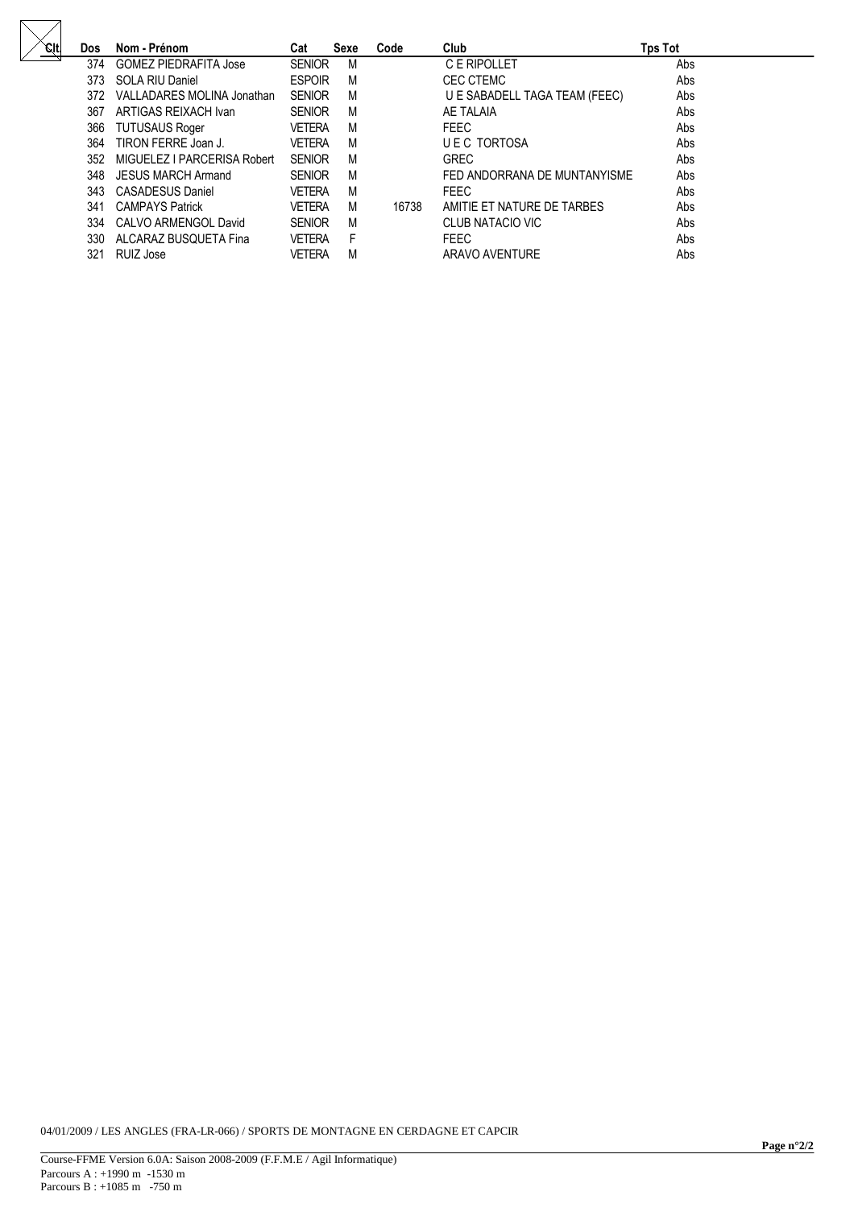| Clt | Dos | Nom - Prénom | Cat | Sexe | Code | Club | Tps Tot |
|---|---|---|---|---|---|---|---|
| | 374 | GOMEZ PIEDRAFITA Jose | SENIOR | M | | C E RIPOLLET | Abs |
| | 373 | SOLA RIU Daniel | ESPOIR | M | | CEC CTEMC | Abs |
| | 372 | VALLADARES MOLINA Jonathan | SENIOR | M | | U E SABADELL TAGA TEAM (FEEC) | Abs |
| | 367 | ARTIGAS REIXACH Ivan | SENIOR | M | | AE TALAIA | Abs |
| | 366 | TUTUSAUS Roger | VETERA | M | | FEEC | Abs |
| | 364 | TIRON FERRE Joan J. | VETERA | M | | U E C TORTOSA | Abs |
| | 352 | MIGUELEZ I PARCERISA Robert | SENIOR | M | | GREC | Abs |
| | 348 | JESUS MARCH Armand | SENIOR | M | | FED ANDORRANA DE MUNTANYISME | Abs |
| | 343 | CASADESUS Daniel | VETERA | M | | FEEC | Abs |
| | 341 | CAMPAYS Patrick | VETERA | M | 16738 | AMITIE ET NATURE DE TARBES | Abs |
| | 334 | CALVO ARMENGOL David | SENIOR | M | | CLUB NATACIO VIC | Abs |
| | 330 | ALCARAZ BUSQUETA Fina | VETERA | F | | FEEC | Abs |
| | 321 | RUIZ Jose | VETERA | M | | ARAVO AVENTURE | Abs |

04/01/2009 / LES ANGLES (FRA-LR-066) / SPORTS DE MONTAGNE EN CERDAGNE ET CAPCIR

Course-FFME Version 6.0A: Saison 2008-2009 (F.F.M.E / Agil Informatique)
Parcours A : +1990 m -1530 m
Parcours B : +1085 m -750 m